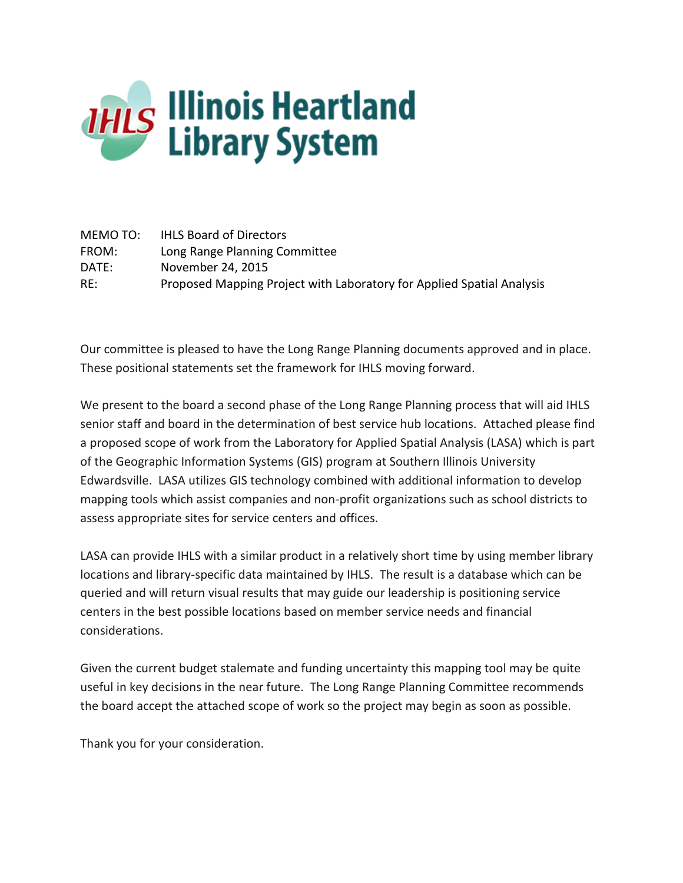# Illinois Heartland Library System

MEMO TO: IHLS Board of Directors
FROM: Long Range Planning Committee
DATE: November 24, 2015
RE: Proposed Mapping Project with Laboratory for Applied Spatial Analysis

Our committee is pleased to have the Long Range Planning documents approved and in place. These positional statements set the framework for IHLS moving forward.

We present to the board a second phase of the Long Range Planning process that will aid IHLS senior staff and board in the determination of best service hub locations. Attached please find a proposed scope of work from the Laboratory for Applied Spatial Analysis (LASA) which is part of the Geographic Information Systems (GIS) program at Southern Illinois University Edwardsville. LASA utilizes GIS technology combined with additional information to develop mapping tools which assist companies and non-profit organizations such as school districts to assess appropriate sites for service centers and offices.

LASA can provide IHLS with a similar product in a relatively short time by using member library locations and library-specific data maintained by IHLS. The result is a database which can be queried and will return visual results that may guide our leadership is positioning service centers in the best possible locations based on member service needs and financial considerations.

Given the current budget stalemate and funding uncertainty this mapping tool may be quite useful in key decisions in the near future. The Long Range Planning Committee recommends the board accept the attached scope of work so the project may begin as soon as possible.

Thank you for your consideration.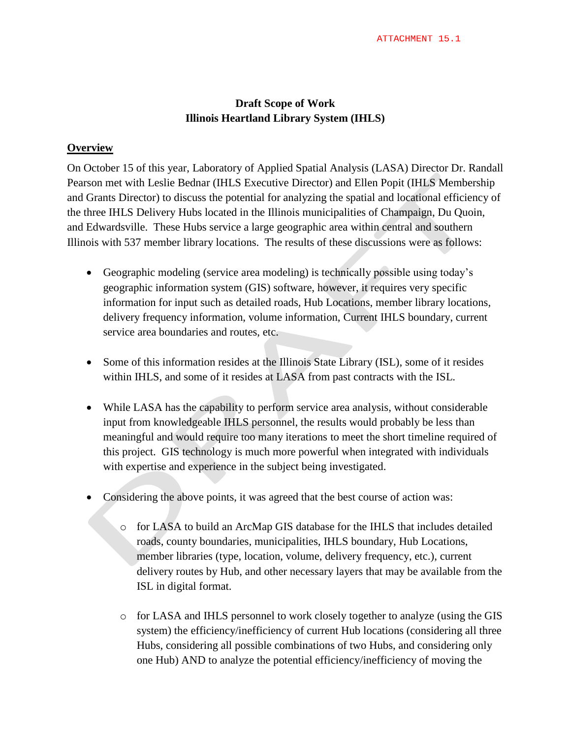ATTACHMENT 15.1

**Draft Scope of Work**
**Illinois Heartland Library System (IHLS)**

## Overview

On October 15 of this year, Laboratory of Applied Spatial Analysis (LASA) Director Dr. Randall Pearson met with Leslie Bednar (IHLS Executive Director) and Ellen Popit (IHLS Membership and Grants Director) to discuss the potential for analyzing the spatial and locational efficiency of the three IHLS Delivery Hubs located in the Illinois municipalities of Champaign, Du Quoin, and Edwardsville. These Hubs service a large geographic area within central and southern Illinois with 537 member library locations. The results of these discussions were as follows:

- Geographic modeling (service area modeling) is technically possible using today's geographic information system (GIS) software, however, it requires very specific information for input such as detailed roads, Hub Locations, member library locations, delivery frequency information, volume information, Current IHLS boundary, current service area boundaries and routes, etc.
- Some of this information resides at the Illinois State Library (ISL), some of it resides within IHLS, and some of it resides at LASA from past contracts with the ISL.
- While LASA has the capability to perform service area analysis, without considerable input from knowledgeable IHLS personnel, the results would probably be less than meaningful and would require too many iterations to meet the short timeline required of this project. GIS technology is much more powerful when integrated with individuals with expertise and experience in the subject being investigated.
- Considering the above points, it was agreed that the best course of action was:
  - for LASA to build an ArcMap GIS database for the IHLS that includes detailed roads, county boundaries, municipalities, IHLS boundary, Hub Locations, member libraries (type, location, volume, delivery frequency, etc.), current delivery routes by Hub, and other necessary layers that may be available from the ISL in digital format.
  - for LASA and IHLS personnel to work closely together to analyze (using the GIS system) the efficiency/inefficiency of current Hub locations (considering all three Hubs, considering all possible combinations of two Hubs, and considering only one Hub) AND to analyze the potential efficiency/inefficiency of moving the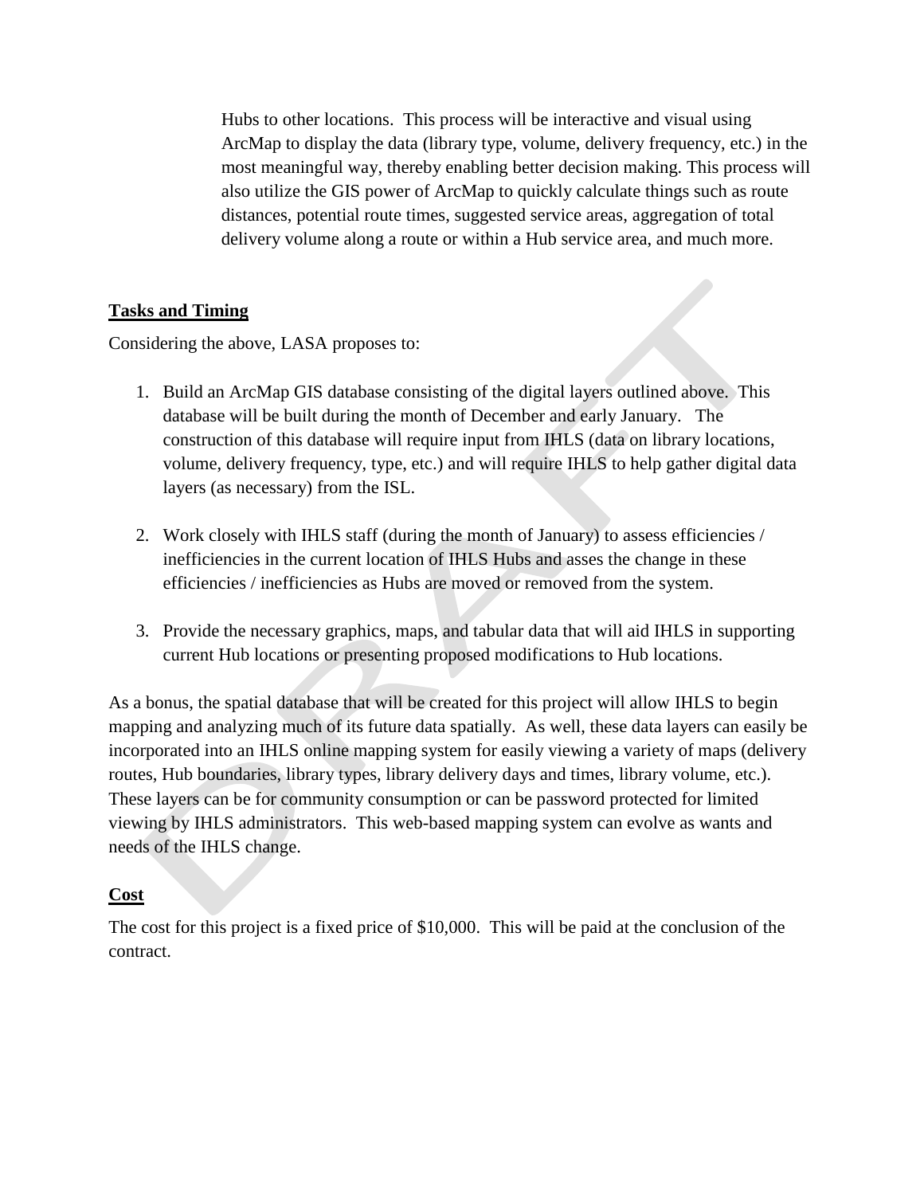Hubs to other locations. This process will be interactive and visual using ArcMap to display the data (library type, volume, delivery frequency, etc.) in the most meaningful way, thereby enabling better decision making. This process will also utilize the GIS power of ArcMap to quickly calculate things such as route distances, potential route times, suggested service areas, aggregation of total delivery volume along a route or within a Hub service area, and much more.

## **<u>Tasks and Timing</u>**

Considering the above, LASA proposes to:

1. Build an ArcMap GIS database consisting of the digital layers outlined above. This database will be built during the month of December and early January. The construction of this database will require input from IHLS (data on library locations, volume, delivery frequency, type, etc.) and will require IHLS to help gather digital data layers (as necessary) from the ISL.

2. Work closely with IHLS staff (during the month of January) to assess efficiencies / inefficiencies in the current location of IHLS Hubs and asses the change in these efficiencies / inefficiencies as Hubs are moved or removed from the system.

3. Provide the necessary graphics, maps, and tabular data that will aid IHLS in supporting current Hub locations or presenting proposed modifications to Hub locations.

As a bonus, the spatial database that will be created for this project will allow IHLS to begin mapping and analyzing much of its future data spatially. As well, these data layers can easily be incorporated into an IHLS online mapping system for easily viewing a variety of maps (delivery routes, Hub boundaries, library types, library delivery days and times, library volume, etc.). These layers can be for community consumption or can be password protected for limited viewing by IHLS administrators. This web-based mapping system can evolve as wants and needs of the IHLS change.

## **<u>Cost</u>**

The cost for this project is a fixed price of $10,000. This will be paid at the conclusion of the contract.